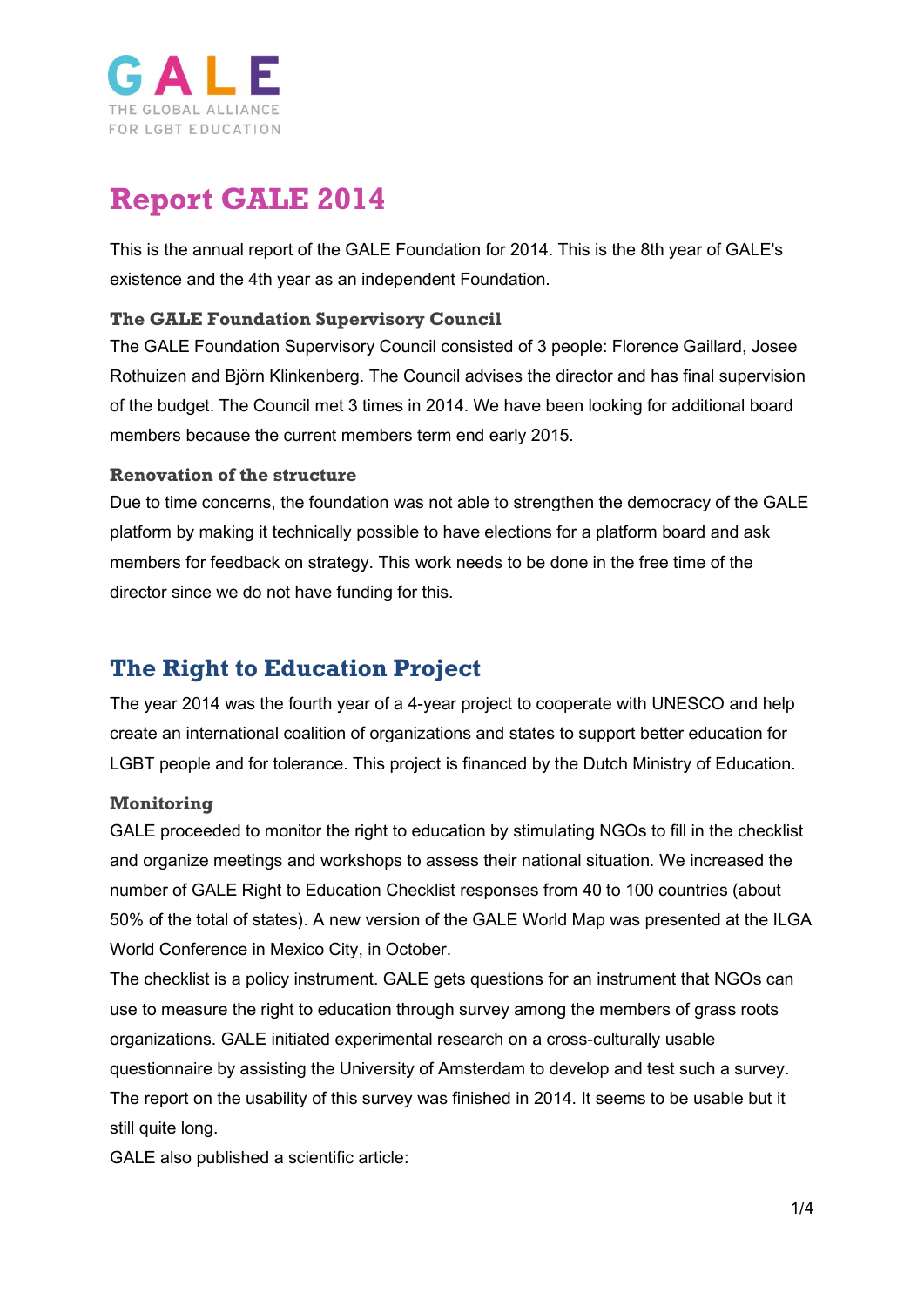GALE

THE GLOBAL ALLIANCE FOR LGBT EDUCATION

# Report GALE 2014

This is the annual report of the GALE Foundation for 2014. This is the 8th year of GALE's existence and the 4th year as an independent Foundation.

### The GALE Foundation Supervisory Council

The GALE Foundation Supervisory Council consisted of 3 people: Florence Gaillard, Josee Rothuizen and Björn Klinkenberg. The Council advises the director and has final supervision of the budget. The Council met 3 times in 2014. We have been looking for additional board members because the current members term end early 2015.

### Renovation of the structure

Due to time concerns, the foundation was not able to strengthen the democracy of the GALE platform by making it technically possible to have elections for a platform board and ask members for feedback on strategy. This work needs to be done in the free time of the director since we do not have funding for this.

## The Right to Education Project

The year 2014 was the fourth year of a 4-year project to cooperate with UNESCO and help create an international coalition of organizations and states to support better education for LGBT people and for tolerance. This project is financed by the Dutch Ministry of Education.

### Monitoring

GALE proceeded to monitor the right to education by stimulating NGOs to fill in the checklist and organize meetings and workshops to assess their national situation. We increased the number of GALE Right to Education Checklist responses from 40 to 100 countries (about 50% of the total of states). A new version of the GALE World Map was presented at the ILGA World Conference in Mexico City, in October.

The checklist is a policy instrument. GALE gets questions for an instrument that NGOs can use to measure the right to education through survey among the members of grass roots organizations. GALE initiated experimental research on a cross-culturally usable questionnaire by assisting the University of Amsterdam to develop and test such a survey. The report on the usability of this survey was finished in 2014. It seems to be usable but it still quite long.

GALE also published a scientific article: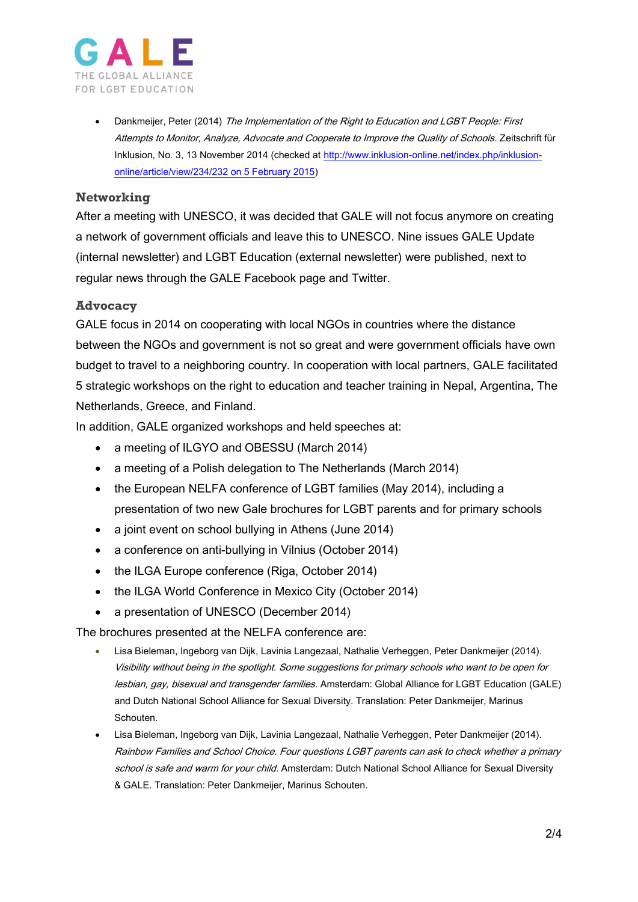- Dankmeijer, Peter (2014) *The Implementation of the Right to Education and LGBT People: First Attempts to Monitor, Analyze, Advocate and Cooperate to Improve the Quality of Schools.* Zeitschrift für Inklusion, No. 3, 13 November 2014 (checked at http://www.inklusion-online.net/index.php/inklusion-online/article/view/234/232 on 5 February 2015)

### Networking

After a meeting with UNESCO, it was decided that GALE will not focus anymore on creating a network of government officials and leave this to UNESCO. Nine issues GALE Update (internal newsletter) and LGBT Education (external newsletter) were published, next to regular news through the GALE Facebook page and Twitter.

### Advocacy

GALE focus in 2014 on cooperating with local NGOs in countries where the distance between the NGOs and government is not so great and were government officials have own budget to travel to a neighboring country. In cooperation with local partners, GALE facilitated 5 strategic workshops on the right to education and teacher training in Nepal, Argentina, The Netherlands, Greece, and Finland.

In addition, GALE organized workshops and held speeches at:

- a meeting of ILGYO and OBESSU (March 2014)
- a meeting of a Polish delegation to The Netherlands (March 2014)
- the European NELFA conference of LGBT families (May 2014), including a presentation of two new Gale brochures for LGBT parents and for primary schools
- a joint event on school bullying in Athens (June 2014)
- a conference on anti-bullying in Vilnius (October 2014)
- the ILGA Europe conference (Riga, October 2014)
- the ILGA World Conference in Mexico City (October 2014)
- a presentation of UNESCO (December 2014)

The brochures presented at the NELFA conference are:

- Lisa Bieleman, Ingeborg van Dijk, Lavinia Langezaal, Nathalie Verheggen, Peter Dankmeijer (2014). *Visibility without being in the spotlight. Some suggestions for primary schools who want to be open for lesbian, gay, bisexual and transgender families.* Amsterdam: Global Alliance for LGBT Education (GALE) and Dutch National School Alliance for Sexual Diversity. Translation: Peter Dankmeijer, Marinus Schouten.
- Lisa Bieleman, Ingeborg van Dijk, Lavinia Langezaal, Nathalie Verheggen, Peter Dankmeijer (2014). *Rainbow Families and School Choice. Four questions LGBT parents can ask to check whether a primary school is safe and warm for your child.* Amsterdam: Dutch National School Alliance for Sexual Diversity & GALE. Translation: Peter Dankmeijer, Marinus Schouten.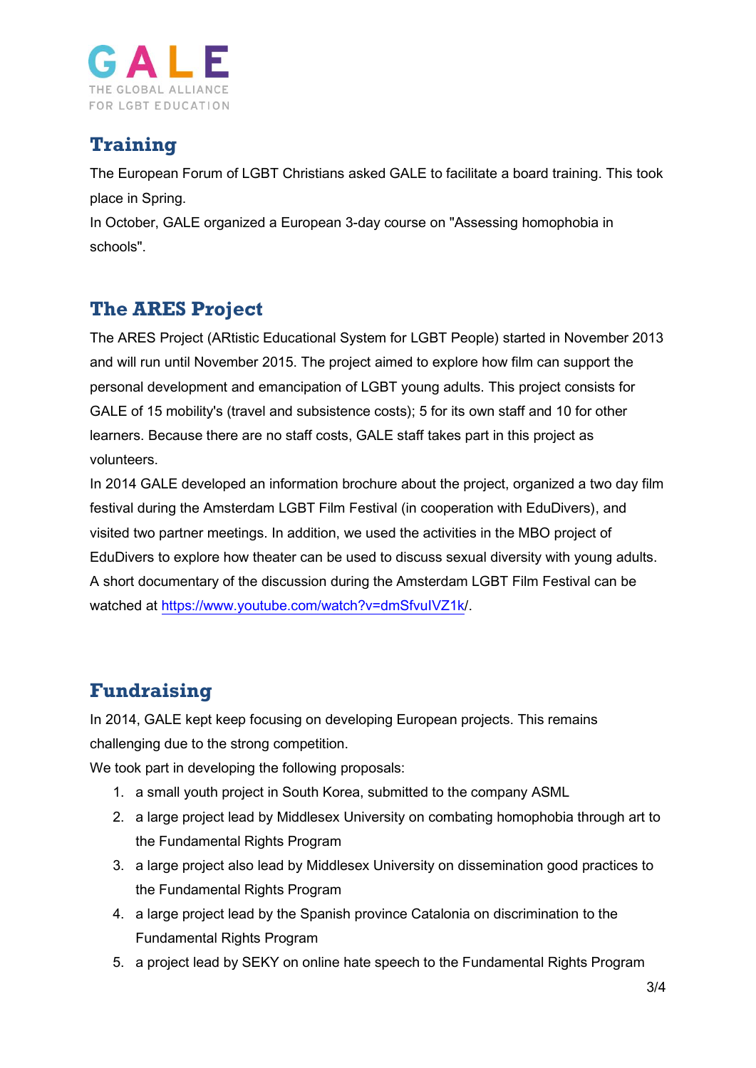## Training

The European Forum of LGBT Christians asked GALE to facilitate a board training. This took place in Spring.

In October, GALE organized a European 3-day course on "Assessing homophobia in schools".

## The ARES Project

The ARES Project (ARtistic Educational System for LGBT People) started in November 2013 and will run until November 2015. The project aimed to explore how film can support the personal development and emancipation of LGBT young adults. This project consists for GALE of 15 mobility's (travel and subsistence costs); 5 for its own staff and 10 for other learners. Because there are no staff costs, GALE staff takes part in this project as volunteers.

In 2014 GALE developed an information brochure about the project, organized a two day film festival during the Amsterdam LGBT Film Festival (in cooperation with EduDivers), and visited two partner meetings. In addition, we used the activities in the MBO project of EduDivers to explore how theater can be used to discuss sexual diversity with young adults. A short documentary of the discussion during the Amsterdam LGBT Film Festival can be watched at https://www.youtube.com/watch?v=dmSfvuIVZ1k/.

## Fundraising

In 2014, GALE kept keep focusing on developing European projects. This remains challenging due to the strong competition.

We took part in developing the following proposals:

1. a small youth project in South Korea, submitted to the company ASML
2. a large project lead by Middlesex University on combating homophobia through art to the Fundamental Rights Program
3. a large project also lead by Middlesex University on dissemination good practices to the Fundamental Rights Program
4. a large project lead by the Spanish province Catalonia on discrimination to the Fundamental Rights Program
5. a project lead by SEKY on online hate speech to the Fundamental Rights Program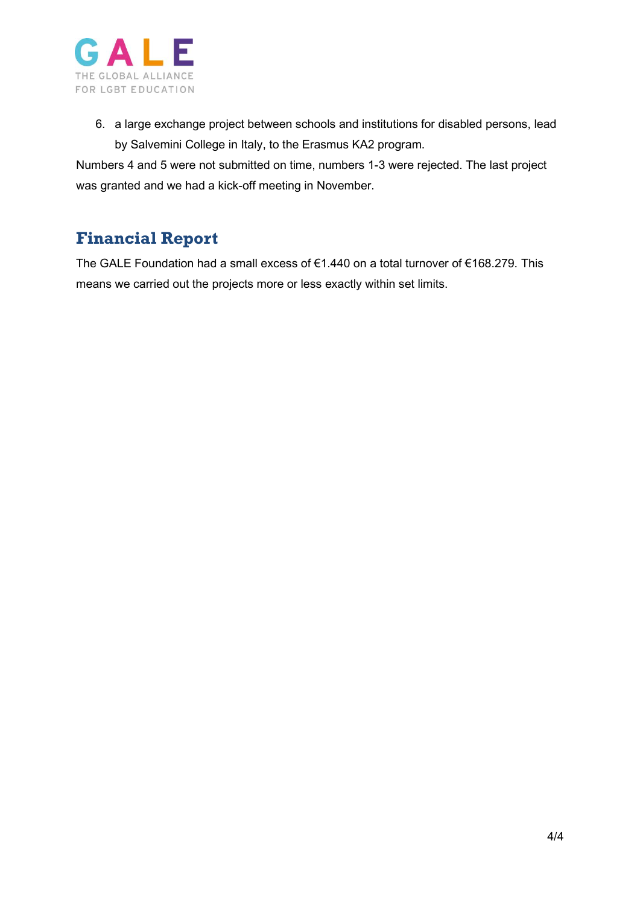6. a large exchange project between schools and institutions for disabled persons, lead by Salvemini College in Italy, to the Erasmus KA2 program.

Numbers 4 and 5 were not submitted on time, numbers 1-3 were rejected. The last project was granted and we had a kick-off meeting in November.

## Financial Report

The GALE Foundation had a small excess of €1.440 on a total turnover of €168.279. This means we carried out the projects more or less exactly within set limits.